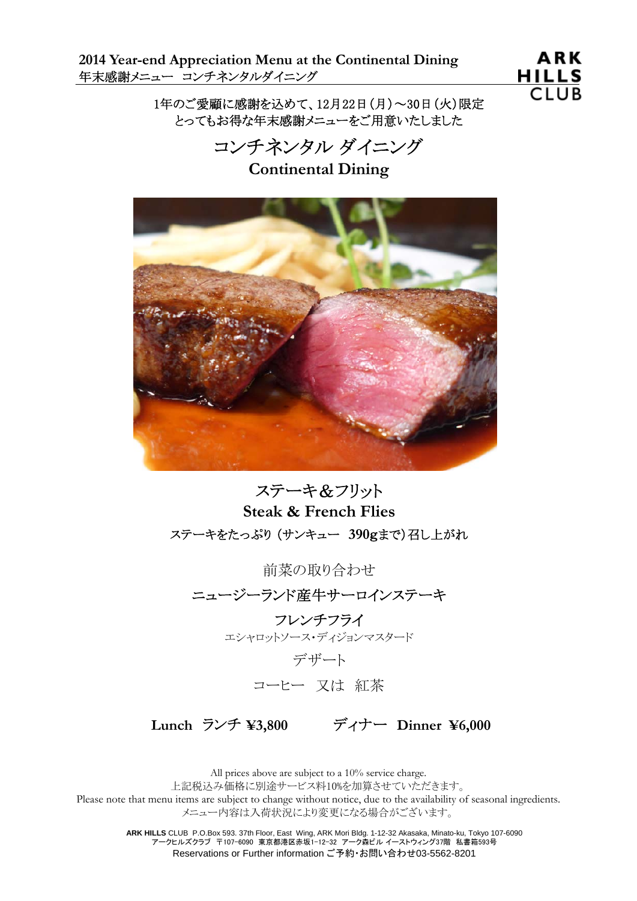**2014 Year-end Appreciation Menu at the Continental Dining**
年末感謝メニュー　コンチネンタルダイニング

1年のご愛顧に感謝を込めて、12月22日（月）～30日（火）限定
とってもお得な年末感謝メニューをご用意いたしました

# コンチネンタル ダイニング
# Continental Dining

## ステーキ＆フリット
## Steak & French Flies

ステーキをたっぷり（サンキュー　**390g**まで）召し上がれ

前菜の取り合わせ

ニュージーランド産牛サーロインステーキ

フレンチフライ

エシャロットソース・ディジョンマスタード

デザート

コーヒー　又は　紅茶

**Lunch** ランチ **¥3,800**　　　ディナー **Dinner ¥6,000**

All prices above are subject to a 10% service charge.
上記税込み価格に別途サービス料10%を加算させていただきます。
Please note that menu items are subject to change without notice, due to the availability of seasonal ingredients.
メニュー内容は入荷状況により変更になる場合がございます。

**ARK HILLS** CLUB P.O.Box 593. 37th Floor, East Wing, ARK Mori Bldg. 1-12-32 Akasaka, Minato-ku, Tokyo 107-6090
アークヒルズクラブ　〒107-6090　東京都港区赤坂1-12-32　アーク森ビル イーストウィング37階　私書箱593号
Reservations or Further information ご予約・お問い合わせ03-5562-8201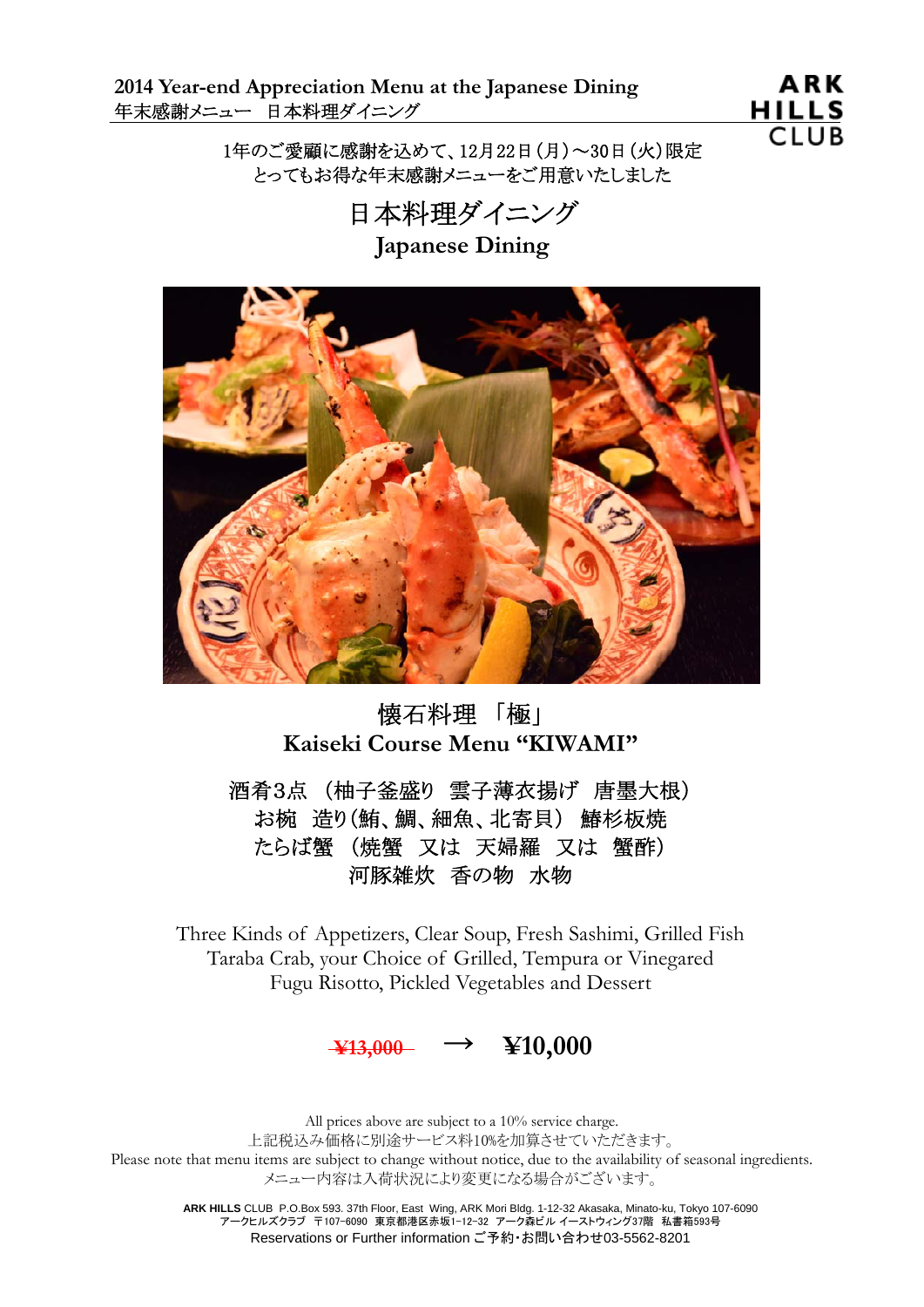**2014 Year-end Appreciation Menu at the Japanese Dining**
年末感謝メニュー　日本料理ダイニング

ARK HILLS CLUB

1年のご愛顧に感謝を込めて、12月22日（月）～30日（火）限定
とってもお得な年末感謝メニューをご用意いたしました

# 日本料理ダイニング
# Japanese Dining

## 懐石料理 「極」
## Kaiseki Course Menu "KIWAMI"

酒肴3点 （柚子釜盛り　雲子薄衣揚げ　唐墨大根）
お椀　造り（鮪、鯛、細魚、北寄貝）　鰆杉板焼
たらば蟹 （焼蟹　又は　天婦羅　又は　蟹酢）
河豚雑炊　香の物　水物

Three Kinds of Appetizers, Clear Soup, Fresh Sashimi, Grilled Fish
Taraba Crab, your Choice of Grilled, Tempura or Vinegared
Fugu Risotto, Pickled Vegetables and Dessert

~~¥13,000~~ → **¥10,000**

All prices above are subject to a 10% service charge.
上記税込み価格に別途サービス料10%を加算させていただきます。
Please note that menu items are subject to change without notice, due to the availability of seasonal ingredients.
メニュー内容は入荷状況により変更になる場合がございます。

**ARK HILLS** CLUB P.O.Box 593. 37th Floor, East Wing, ARK Mori Bldg. 1-12-32 Akasaka, Minato-ku, Tokyo 107-6090
アークヒルズクラブ　〒107-6090　東京都港区赤坂1-12-32　アーク森ビル イーストウィング37階　私書箱593号
Reservations or Further information ご予約・お問い合わせ03-5562-8201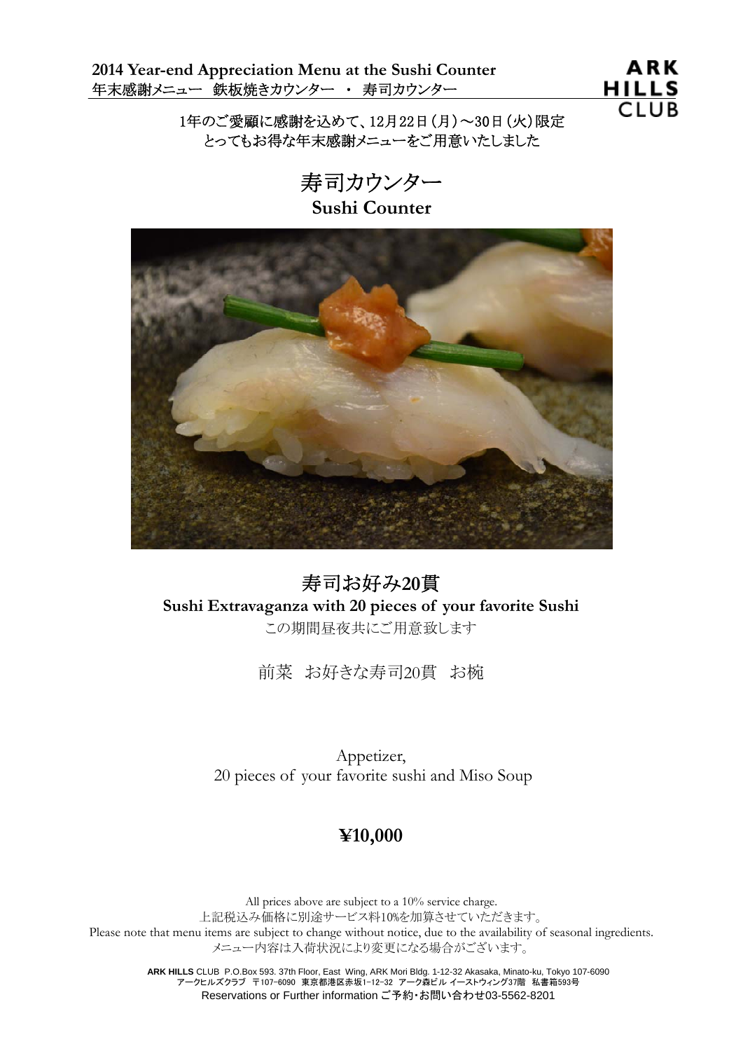**2014 Year-end Appreciation Menu at the Sushi Counter**
年末感謝メニュー　鉄板焼きカウンター　・　寿司カウンター

ARK HILLS CLUB

1年のご愛顧に感謝を込めて、12月22日（月）～30日（火）限定
とってもお得な年末感謝メニューをご用意いたしました

# 寿司カウンター
## Sushi Counter

## 寿司お好み20貫
**Sushi Extravaganza with 20 pieces of your favorite Sushi**

この期間昼夜共にご用意致します

前菜　お好きな寿司20貫　お椀

Appetizer,
20 pieces of your favorite sushi and Miso Soup

**¥10,000**

All prices above are subject to a 10% service charge.
上記税込み価格に別途サービス料10%を加算させていただきます。
Please note that menu items are subject to change without notice, due to the availability of seasonal ingredients.
メニュー内容は入荷状況により変更になる場合がございます。

**ARK HILLS** CLUB P.O.Box 593. 37th Floor, East Wing, ARK Mori Bldg. 1-12-32 Akasaka, Minato-ku, Tokyo 107-6090
アークヒルズクラブ　〒107-6090　東京都港区赤坂1-12-32　アーク森ビル イーストウィング37階　私書箱593号
Reservations or Further information ご予約・お問い合わせ03-5562-8201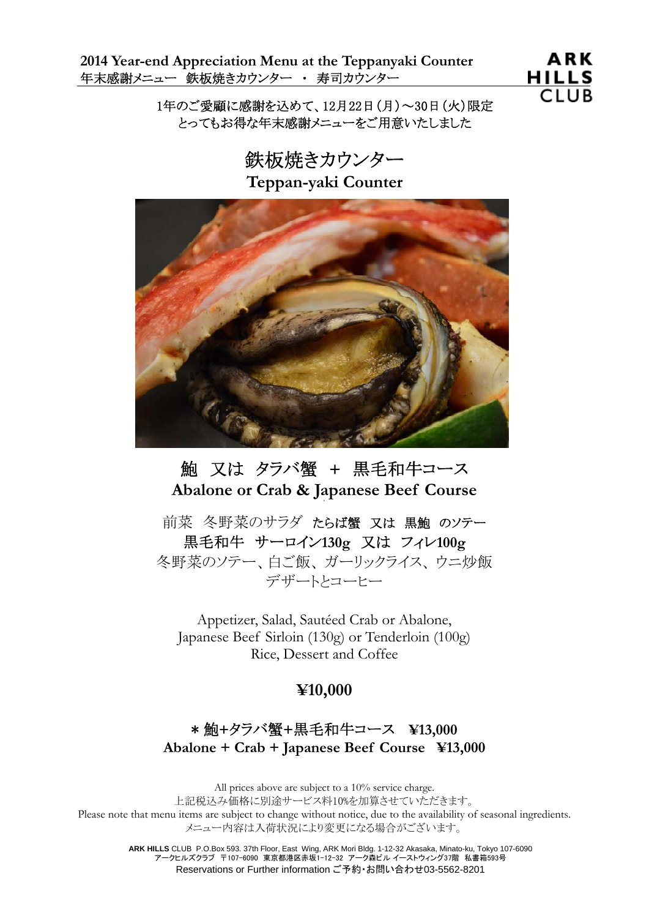**2014 Year-end Appreciation Menu at the Teppanyaki Counter**
年末感謝メニュー　鉄板焼きカウンター　・　寿司カウンター

ARK HILLS CLUB

1年のご愛顧に感謝を込めて、12月22日（月）～30日（火）限定
とってもお得な年末感謝メニューをご用意いたしました

# 鉄板焼きカウンター
# Teppan-yaki Counter

## 鮑　又は　タラバ蟹　＋　黒毛和牛コース
## Abalone or Crab & Japanese Beef Course

前菜　冬野菜のサラダ　たらば蟹　又は　黒鮑　のソテー
黒毛和牛　サーロイン130g　又は　フィレ100g
冬野菜のソテー、白ご飯、ガーリックライス、ウニ炒飯
デザートとコーヒー

Appetizer, Salad, Sautéed Crab or Abalone,
Japanese Beef Sirloin (130g) or Tenderloin (100g)
Rice, Dessert and Coffee

**¥10,000**

**＊鮑+タラバ蟹+黒毛和牛コース　¥13,000**
**Abalone + Crab + Japanese Beef Course　¥13,000**

All prices above are subject to a 10% service charge.
上記税込み価格に別途サービス料10%を加算させていただきます。
Please note that menu items are subject to change without notice, due to the availability of seasonal ingredients.
メニュー内容は入荷状況により変更になる場合がございます。

**ARK HILLS** CLUB P.O.Box 593. 37th Floor, East Wing, ARK Mori Bldg. 1-12-32 Akasaka, Minato-ku, Tokyo 107-6090
アークヒルズクラブ　〒107-6090　東京都港区赤坂1-12-32　アーク森ビル イーストウィング37階　私書箱593号
Reservations or Further information ご予約・お問い合わせ03-5562-8201